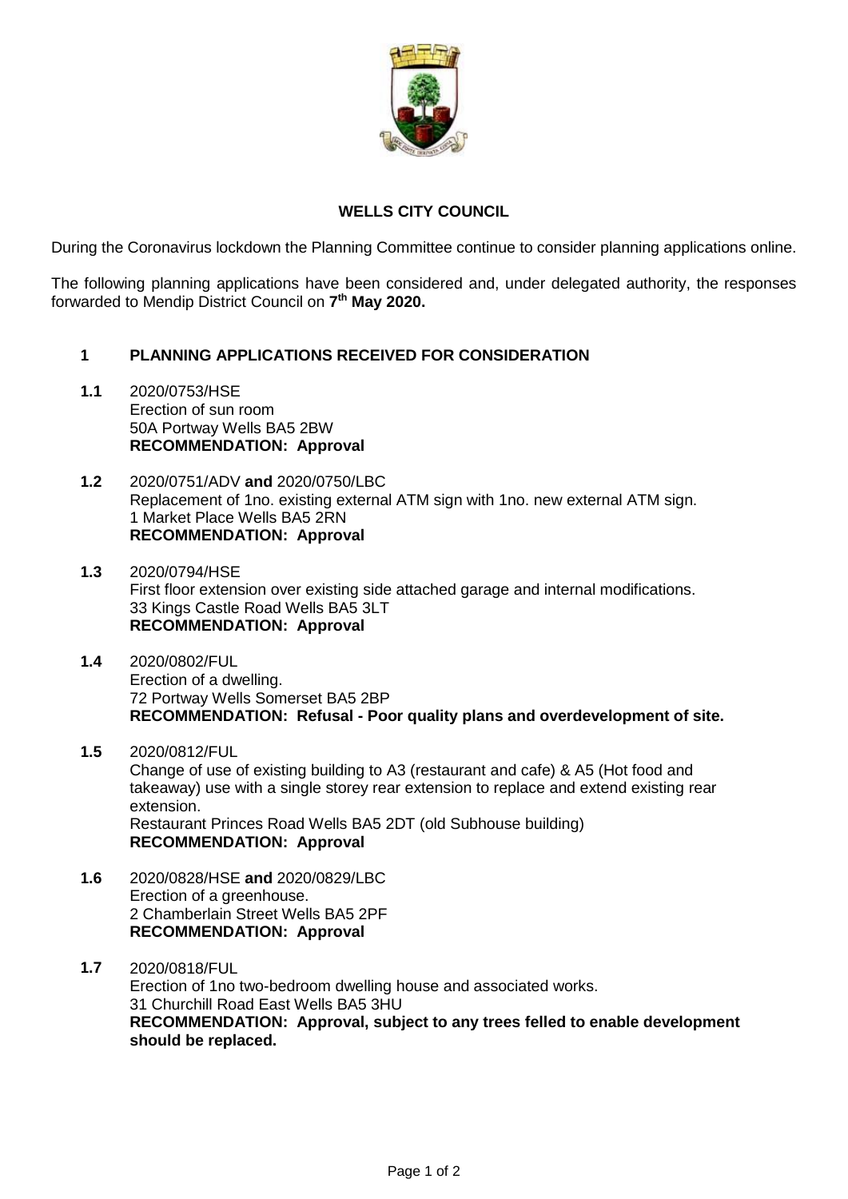# WELLS CITY COUNCIL

During the Coronavirus lockdown the Planning Committee continue to consider planning applications online.

The following planning applications have been considered and, under delegated authority, the responses forwarded to Mendip District Council on **7th May 2020.**

## 1 PLANNING APPLICATIONS RECEIVED FOR CONSIDERATION

**1.1** 2020/0753/HSE
Erection of sun room
50A Portway Wells BA5 2BW
**RECOMMENDATION: Approval**

**1.2** 2020/0751/ADV **and** 2020/0750/LBC
Replacement of 1no. existing external ATM sign with 1no. new external ATM sign.
1 Market Place Wells BA5 2RN
**RECOMMENDATION: Approval**

**1.3** 2020/0794/HSE
First floor extension over existing side attached garage and internal modifications.
33 Kings Castle Road Wells BA5 3LT
**RECOMMENDATION: Approval**

**1.4** 2020/0802/FUL
Erection of a dwelling.
72 Portway Wells Somerset BA5 2BP
**RECOMMENDATION: Refusal - Poor quality plans and overdevelopment of site.**

**1.5** 2020/0812/FUL
Change of use of existing building to A3 (restaurant and cafe) & A5 (Hot food and takeaway) use with a single storey rear extension to replace and extend existing rear extension.
Restaurant Princes Road Wells BA5 2DT (old Subhouse building)
**RECOMMENDATION: Approval**

**1.6** 2020/0828/HSE **and** 2020/0829/LBC
Erection of a greenhouse.
2 Chamberlain Street Wells BA5 2PF
**RECOMMENDATION: Approval**

**1.7** 2020/0818/FUL
Erection of 1no two-bedroom dwelling house and associated works.
31 Churchill Road East Wells BA5 3HU
**RECOMMENDATION: Approval, subject to any trees felled to enable development should be replaced.**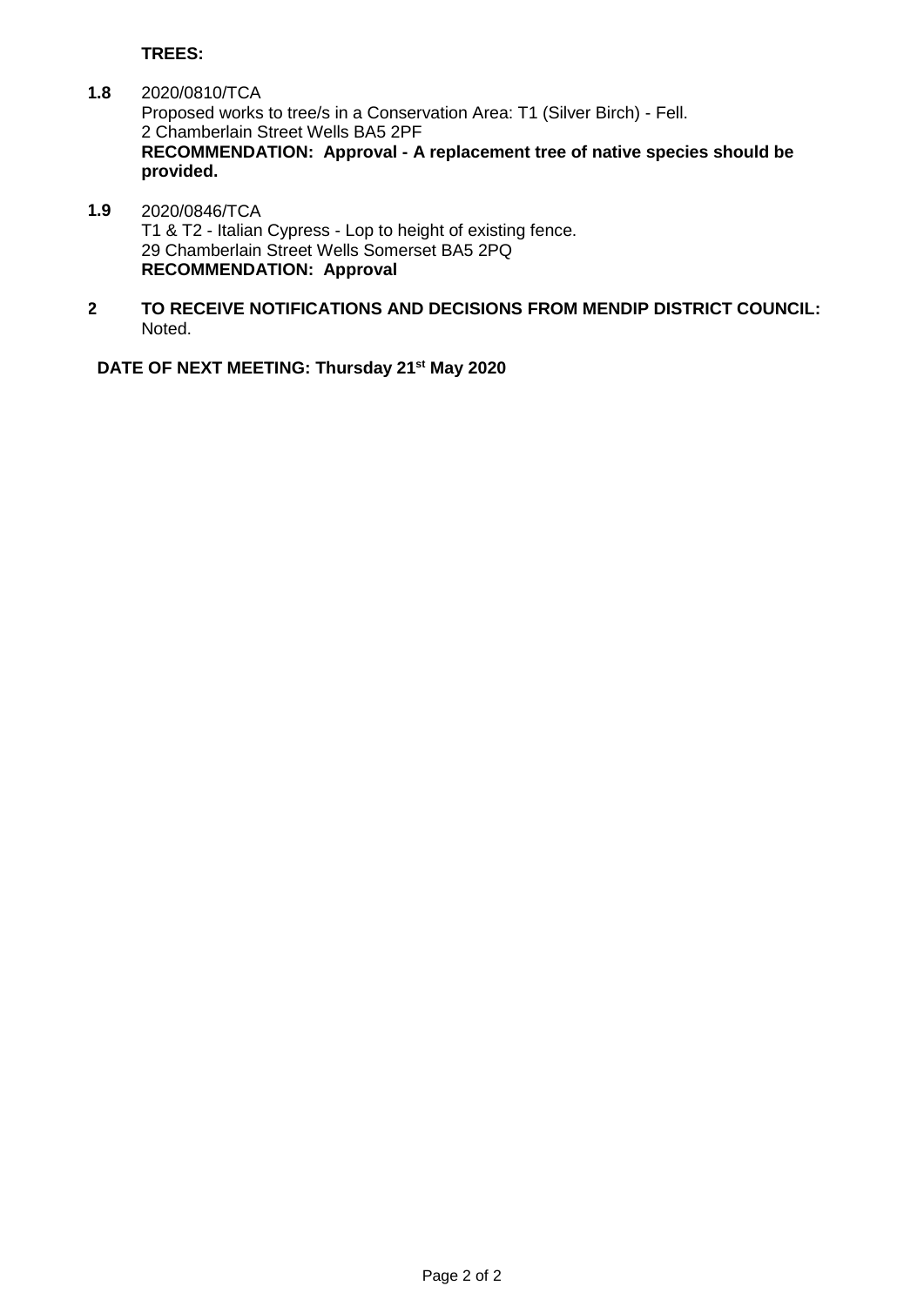**TREES:**

**1.8** 2020/0810/TCA
Proposed works to tree/s in a Conservation Area: T1 (Silver Birch) - Fell.
2 Chamberlain Street Wells BA5 2PF
**RECOMMENDATION: Approval - A replacement tree of native species should be provided.**

**1.9** 2020/0846/TCA
T1 & T2 - Italian Cypress - Lop to height of existing fence.
29 Chamberlain Street Wells Somerset BA5 2PQ
**RECOMMENDATION: Approval**

**2 TO RECEIVE NOTIFICATIONS AND DECISIONS FROM MENDIP DISTRICT COUNCIL:**
Noted.

**DATE OF NEXT MEETING: Thursday 21st May 2020**